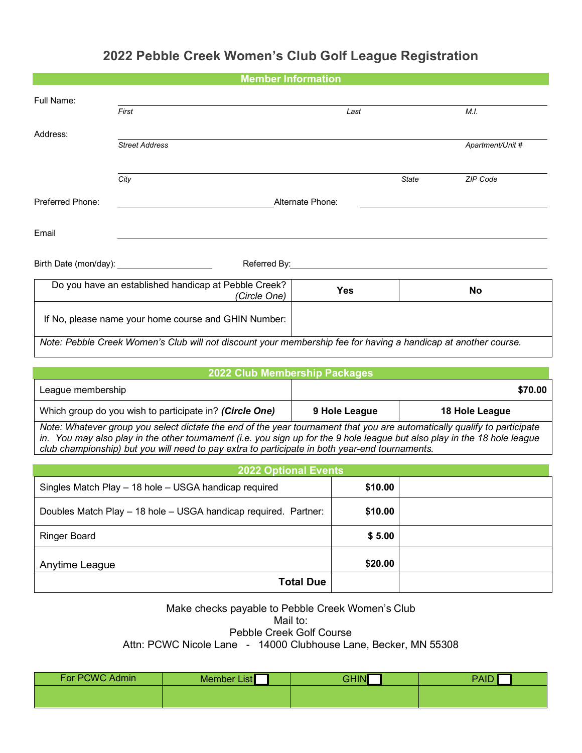# 2022 Pebble Creek Women's Club Golf League Registration

## Member Information

Full Name: ______________________________________________

*First* *Last* *M.I.*

Address: ______________________________________________

*Street Address* *Apartment/Unit #*

______________________________________________

*City* *State* *ZIP Code*

Preferred Phone: ____________________ Alternate Phone: ____________________

Email ______________________________________________

Birth Date (mon/day): ____________________ Referred By: ____________________

| Do you have an established handicap at Pebble Creek? *(Circle One)* | Yes | No |
|---|---|---|
| If No, please name your home course and GHIN Number: | | |
| *Note: Pebble Creek Women's Club will not discount your membership fee for having a handicap at another course.* | | |

## 2022 Club Membership Packages

| League membership | | $70.00 |
|---|---|---|
| Which group do you wish to participate in? ***(Circle One)*** | 9 Hole League | 18 Hole League |
| *Note: Whatever group you select dictate the end of the year tournament that you are automatically qualify to participate in. You may also play in the other tournament (i.e. you sign up for the 9 hole league but also play in the 18 hole league club championship) but you will need to pay extra to participate in both year-end tournaments.* | | |

## 2022 Optional Events

| Event | Fee | |
|---|---|---|
| Singles Match Play – 18 hole – USGA handicap required | $10.00 | |
| Doubles Match Play – 18 hole – USGA handicap required. Partner: | $10.00 | |
| Ringer Board | $ 5.00 | |
| Anytime League | $20.00 | |
| **Total Due** | | |

Make checks payable to Pebble Creek Women's Club

Mail to:

Pebble Creek Golf Course

Attn: PCWC Nicole Lane - 14000 Clubhouse Lane, Becker, MN 55308

| For PCWC Admin | Member List ☐ | GHIN ☐ | PAID ☐ |
|---|---|---|---|
| | | | |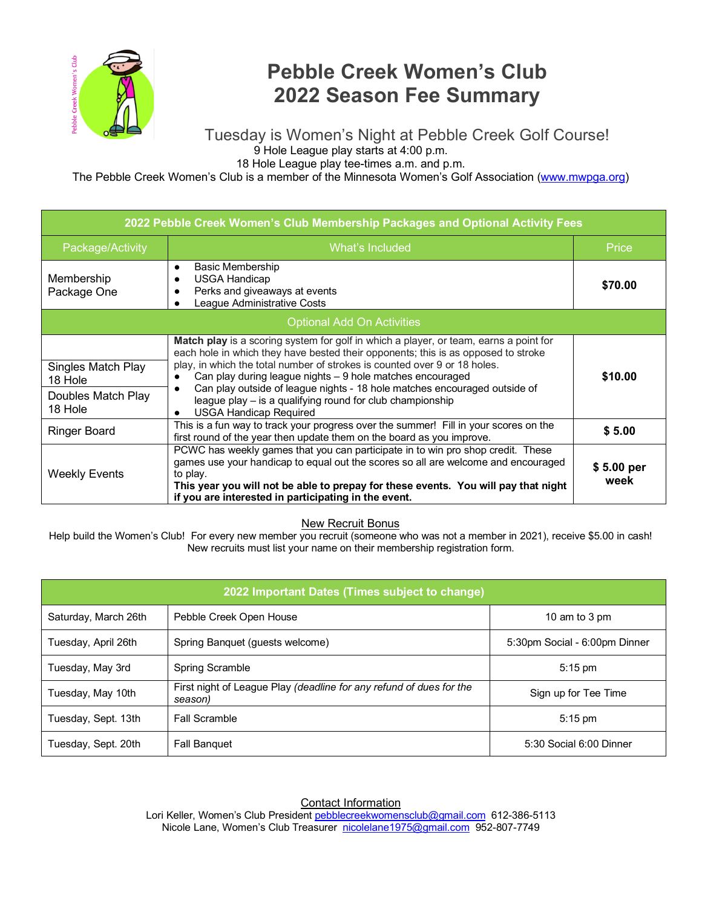# Pebble Creek Women's Club
# 2022 Season Fee Summary

## Tuesday is Women's Night at Pebble Creek Golf Course!

9 Hole League play starts at 4:00 p.m.
18 Hole League play tee-times a.m. and p.m.
The Pebble Creek Women's Club is a member of the Minnesota Women's Golf Association (www.mwpga.org)

| 2022 Pebble Creek Women's Club Membership Packages and Optional Activity Fees | | |
|---|---|---|
| Package/Activity | What's Included | Price |
| Membership Package One | • Basic Membership<br>• USGA Handicap<br>• Perks and giveaways at events<br>• League Administrative Costs | **$70.00** |
| Optional Add On Activities | | |
| Singles Match Play 18 Hole<br>Doubles Match Play 18 Hole | **Match play** is a scoring system for golf in which a player, or team, earns a point for each hole in which they have bested their opponents; this is as opposed to stroke play, in which the total number of strokes is counted over 9 or 18 holes.<br>• Can play during league nights – 9 hole matches encouraged<br>• Can play outside of league nights - 18 hole matches encouraged outside of league play – is a qualifying round for club championship<br>• USGA Handicap Required | **$10.00** |
| Ringer Board | This is a fun way to track your progress over the summer! Fill in your scores on the first round of the year then update them on the board as you improve. | **$ 5.00** |
| Weekly Events | PCWC has weekly games that you can participate in to win pro shop credit. These games use your handicap to equal out the scores so all are welcome and encouraged to play.<br>**This year you will not be able to prepay for these events. You will pay that night if you are interested in participating in the event.** | **$ 5.00 per week** |

New Recruit Bonus

Help build the Women's Club! For every new member you recruit (someone who was not a member in 2021), receive $5.00 in cash! New recruits must list your name on their membership registration form.

| 2022 Important Dates (Times subject to change) | | |
|---|---|---|
| Saturday, March 26th | Pebble Creek Open House | 10 am to 3 pm |
| Tuesday, April 26th | Spring Banquet (guests welcome) | 5:30pm Social - 6:00pm Dinner |
| Tuesday, May 3rd | Spring Scramble | 5:15 pm |
| Tuesday, May 10th | First night of League Play *(deadline for any refund of dues for the season)* | Sign up for Tee Time |
| Tuesday, Sept. 13th | Fall Scramble | 5:15 pm |
| Tuesday, Sept. 20th | Fall Banquet | 5:30 Social 6:00 Dinner |

Contact Information

Lori Keller, Women's Club President pebblecreekwomensclub@gmail.com 612-386-5113
Nicole Lane, Women's Club Treasurer nicolelane1975@gmail.com 952-807-7749